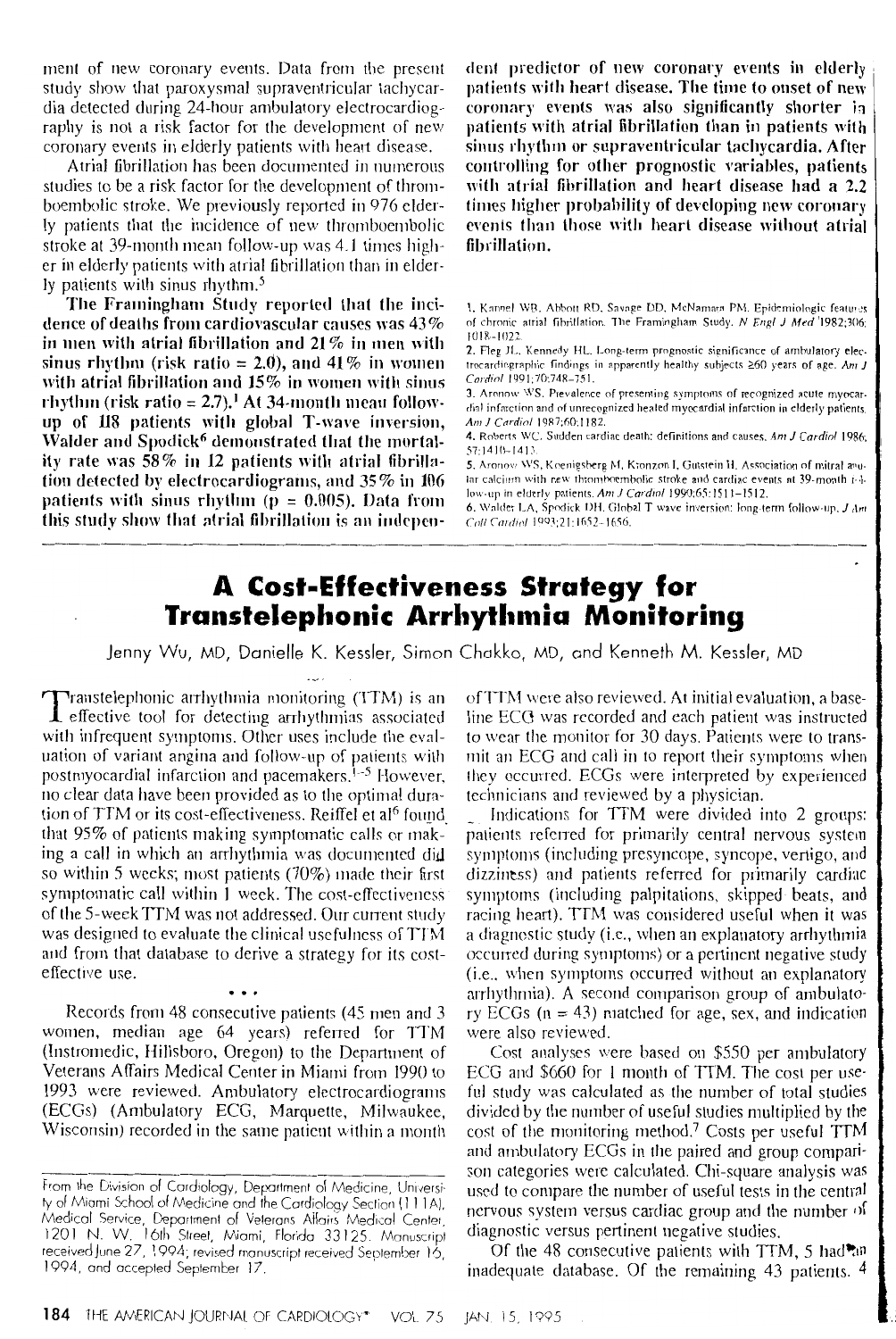ment of new coronary events. Data from the present study show that paroxysmal supraventricular tachycardia detected during 24-hour ambulatory electrocardiography is not a risk factor for the development of new coronary events in elderly patients with heart disease.

Atrial fibrillation has been documented in numerous studies to be a risk factor for the development of thromboembolic stroke. We previously reported in 976 elderly patients that the incidence of new thromboembolic stroke at 39-month mean follow-up was 4.1 times higher in elderly patients with atrial fibrillation than in elderly patients with sinus rhythm.[5]

**The Framingham Study reported that the incidence of deaths from cardiovascular causes was 43% in men with atrial fibrillation and 21% in men with sinus rhythm (risk ratio = 2.0), and 41% in women with atrial fibrillation and 15% in women with sinus rhythm (risk ratio = 2.7).[1] At 34-month mean follow-up of 118 patients with global T-wave inversion, Walder and Spodick[6] demonstrated that the mortality rate was 58% in 12 patients with atrial fibrillation detected by electrocardiograms, and 35% in 106 patients with sinus rhythm (p = 0.005). Data from this study show that atrial fibrillation is an independent predictor of new coronary events in elderly patients with heart disease. The time to onset of new coronary events was also significantly shorter in patients with atrial fibrillation than in patients with sinus rhythm or supraventricular tachycardia. After controlling for other prognostic variables, patients with atrial fibrillation and heart disease had a 2.2 times higher probability of developing new coronary events than those with heart disease without atrial fibrillation.**

1. Kannel WB, Abbott RD, Savage DD, McNamara PM. Epidemiologic features of chronic atrial fibrillation. The Framingham Study. *N Engl J Med* 1982;306:1018–1022.
2. Fleg JL, Kennedy HL. Long-term prognostic significance of ambulatory electrocardiographic findings in apparently healthy subjects ≥60 years of age. *Am J Cardiol* 1991;70:748–751.
3. Aronow WS. Prevalence of presenting symptoms of recognized acute myocardial infarction and of unrecognized healed myocardial infarction in elderly patients. *Am J Cardiol* 1987;60:1182.
4. Roberts WC. Sudden cardiac death: definitions and causes. *Am J Cardiol* 1986;57:1410–1413.
5. Aronow WS, Koenigsberg M, Kronzon I, Gutstein H. Association of mitral anular calcium with new thromboembolic stroke and cardiac events at 39-month follow-up in elderly patients. *Am J Cardiol* 1990;65:1511–1512.
6. Walder LA, Spodick DH. Global T wave inversion: long-term follow-up. *J Am Coll Cardiol* 1993;21:1652–1656.

# A Cost-Effectiveness Strategy for Transtelephonic Arrhythmia Monitoring

Jenny Wu, MD, Danielle K. Kessler, Simon Chakko, MD, and Kenneth M. Kessler, MD

Transtelephonic arrhythmia monitoring (TTM) is an effective tool for detecting arrhythmias associated with infrequent symptoms. Other uses include the evaluation of variant angina and follow-up of patients with postmyocardial infarction and pacemakers.[1–5] However, no clear data have been provided as to the optimal duration of TTM or its cost-effectiveness. Reiffel et al[6] found that 95% of patients making symptomatic calls or making a call in which an arrhythmia was documented did so within 5 weeks; most patients (70%) made their first symptomatic call within 1 week. The cost-effectiveness of the 5-week TTM was not addressed. Our current study was designed to evaluate the clinical usefulness of TTM and from that database to derive a strategy for its cost-effective use.

• • •

Records from 48 consecutive patients (45 men and 3 women, median age 64 years) referred for TTM (Instromedic, Hillsboro, Oregon) to the Department of Veterans Affairs Medical Center in Miami from 1990 to 1993 were reviewed. Ambulatory electrocardiograms (ECGs) (Ambulatory ECG, Marquette, Milwaukee, Wisconsin) recorded in the same patient within a month of TTM were also reviewed. At initial evaluation, a baseline ECG was recorded and each patient was instructed to wear the monitor for 30 days. Patients were to transmit an ECG and call in to report their symptoms when they occurred. ECGs were interpreted by experienced technicians and reviewed by a physician.

Indications for TTM were divided into 2 groups: patients referred for primarily central nervous system symptoms (including presyncope, syncope, vertigo, and dizziness) and patients referred for primarily cardiac symptoms (including palpitations, skipped beats, and racing heart). TTM was considered useful when it was a diagnostic study (i.e., when an explanatory arrhythmia occurred during symptoms) or a pertinent negative study (i.e., when symptoms occurred without an explanatory arrhythmia). A second comparison group of ambulatory ECGs (n = 43) matched for age, sex, and indication were also reviewed.

Cost analyses were based on $550 per ambulatory ECG and $660 for 1 month of TTM. The cost per useful study was calculated as the number of total studies divided by the number of useful studies multiplied by the cost of the monitoring method.[7] Costs per useful TTM and ambulatory ECGs in the paired and group comparison categories were calculated. Chi-square analysis was used to compare the number of useful tests in the central nervous system versus cardiac group and the number of diagnostic versus pertinent negative studies.

Of the 48 consecutive patients with TTM, 5 had an inadequate database. Of the remaining 43 patients, 4

From the Division of Cardiology, Department of Medicine, University of Miami School of Medicine and the Cardiology Section (111A), Medical Service, Department of Veterans Affairs Medical Center, 1201 N. W. 16th Street, Miami, Florida 33125. Manuscript received June 27, 1994; revised manuscript received September 16, 1994, and accepted September 17.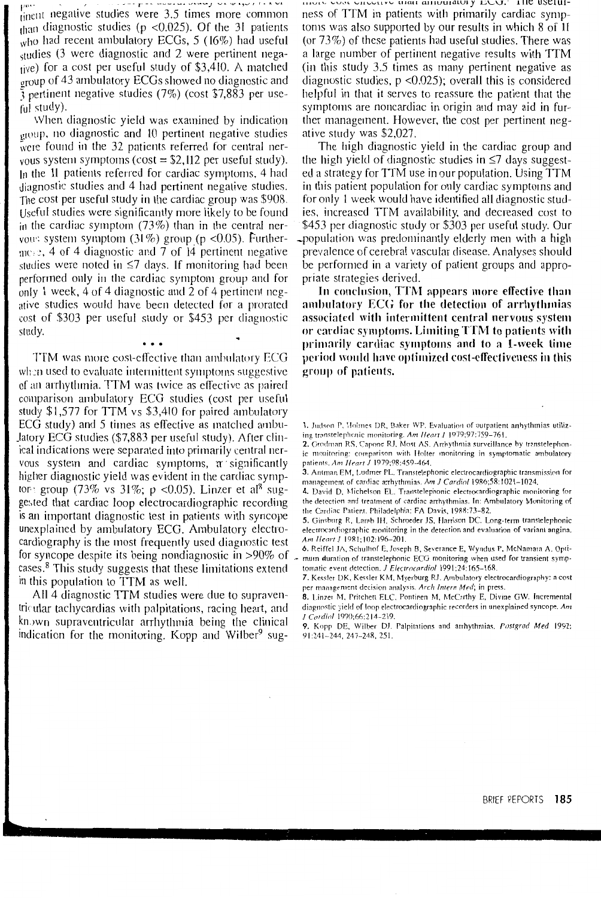tinent negative studies were 3.5 times more common than diagnostic studies ($p < 0.025$). Of the 31 patients who had recent ambulatory ECGs, 5 (16%) had useful studies (3 were diagnostic and 2 were pertinent negative) for a cost per useful study of $3,410. A matched group of 43 ambulatory ECGs showed no diagnostic and 3 pertinent negative studies (7%) (cost $7,883 per useful study).

When diagnostic yield was examined by indication group, no diagnostic and 10 pertinent negative studies were found in the 32 patients referred for central nervous system symptoms (cost = $2,112 per useful study). In the 11 patients referred for cardiac symptoms, 4 had diagnostic studies and 4 had pertinent negative studies. The cost per useful study in the cardiac group was $908. Useful studies were significantly more likely to be found in the cardiac symptom (73%) than in the central nervous system symptom (31%) group ($p < 0.05$). Furthermore, 4 of 4 diagnostic and 7 of 14 pertinent negative studies were noted in ≤7 days. If monitoring had been performed only in the cardiac symptom group and for only 1 week, 4 of 4 diagnostic and 2 of 4 pertinent negative studies would have been detected for a prorated cost of $303 per useful study or $453 per diagnostic study.

• • •

TTM was more cost-effective than ambulatory ECG when used to evaluate intermittent symptoms suggestive of an arrhythmia. TTM was twice as effective as paired comparison ambulatory ECG studies (cost per useful study $1,577 for TTM vs $3,410 for paired ambulatory ECG study) and 5 times as effective as matched ambulatory ECG studies ($7,883 per useful study). After clinical indications were separated into primarily central nervous system and cardiac symptoms, a significantly higher diagnostic yield was evident in the cardiac symptom group (73% vs 31%; $p < 0.05$). Linzer et al[8] suggested that cardiac loop electrocardiographic recording is an important diagnostic test in patients with syncope unexplained by ambulatory ECG. Ambulatory electrocardiography is the most frequently used diagnostic test for syncope despite its being nondiagnostic in >90% of cases.[8] This study suggests that these limitations extend in this population to TTM as well.

All 4 diagnostic TTM studies were due to supraventricular tachycardias with palpitations, racing heart, and known supraventricular arrhythmia being the clinical indication for the monitoring. Kopp and Wilber[9] suggest that TTM is more cost effective than ambulatory ECG.[9] The usefulness of TTM in patients with primarily cardiac symptoms was also supported by our results in which 8 of 11 (or 73%) of these patients had useful studies. There was a large number of pertinent negative results with TTM (in this study 3.5 times as many pertinent negative as diagnostic studies, $p < 0.025$); overall this is considered helpful in that it serves to reassure the patient that the symptoms are noncardiac in origin and may aid in further management. However, the cost per pertinent negative study was $2,027.

The high diagnostic yield in the cardiac group and the high yield of diagnostic studies in ≤7 days suggested a strategy for TTM use in our population. Using TTM in this patient population for only cardiac symptoms and for only 1 week would have identified all diagnostic studies, increased TTM availability, and decreased cost to $453 per diagnostic study or $303 per useful study. Our population was predominantly elderly men with a high prevalence of cerebral vascular disease. Analyses should be performed in a variety of patient groups and appropriate strategies derived.

**In conclusion, TTM appears more effective than ambulatory ECG for the detection of arrhythmias associated with intermittent central nervous system or cardiac symptoms. Limiting TTM to patients with primarily cardiac symptoms and to a 1-week time period would have optimized cost-effectiveness in this group of patients.**

1. Judson P, Holmes DR, Baker WP. Evaluation of outpatient arrhythmias utilizing transtelephonic monitoring. *Am Heart J* 1979;97:759–761.
2. Grodman RS, Capone RJ, Most AS. Arrhythmia surveillance by transtelephonic monitoring: comparison with Holter monitoring in symptomatic ambulatory patients. *Am Heart J* 1979;98:459–464.
3. Antman EM, Ludmer PL. Transtelephonic electrocardiographic transmission for management of cardiac arrhythmias. *Am J Cardiol* 1986;58:1021–1024.
4. David D, Michelson EL. Transtelephonic electrocardiographic monitoring for the detection and treatment of cardiac arrhythmias. In: Ambulatory Monitoring of the Cardiac Patient. Philadelphia: FA Davis, 1988:73–82.
5. Ginsburg R, Lamb IH, Schroeder JS, Harrison DC. Long-term transtelephonic electrocardiographic monitoring in the detection and evaluation of variant angina. *Am Heart J* 1981;102:196–201.
6. Reiffel JA, Schulhof E, Joseph B, Severance E, Wyndus P, McNamara A. Optimum duration of transtelephonic ECG monitoring when used for transient symptomatic event detection. *J Electrocardiol* 1991;24:165–168.
7. Kessler DK, Kessler KM, Myerburg RJ. Ambulatory electrocardiography: a cost per management decision analysis. *Arch Intern Med*; in press.
8. Linzer M, Pritchett ELC, Pontinen M, McCarthy E, Divine GW. Incremental diagnostic yield of loop electrocardiographic recorders in unexplained syncope. *Am J Cardiol* 1990;66:214–219.
9. Kopp DE, Wilber DJ. Palpitations and arrhythmias. *Postgrad Med* 1992;91:241–244, 247–248, 251.